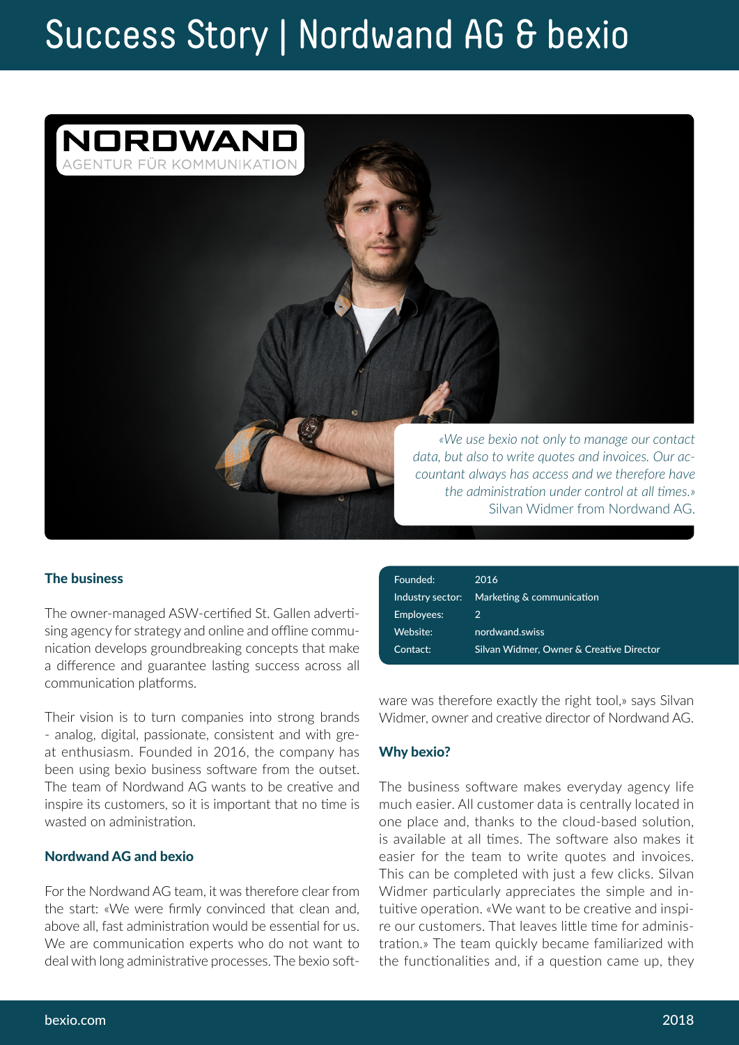# Success Story | Nordwand AG & bexio

NORDWAND
AGENTUR FÜR KOMMUNIKATION

*«We use bexio not only to manage our contact data, but also to write quotes and invoices. Our accountant always has access and we therefore have the administration under control at all times.»*
Silvan Widmer from Nordwand AG.

| | |
|---|---|
| Founded: | 2016 |
| Industry sector: | Marketing & communication |
| Employees: | 2 |
| Website: | nordwand.swiss |
| Contact: | Silvan Widmer, Owner & Creative Director |

### The business

The owner-managed ASW-certified St. Gallen advertising agency for strategy and online and offline communication develops groundbreaking concepts that make a difference and guarantee lasting success across all communication platforms.

Their vision is to turn companies into strong brands - analog, digital, passionate, consistent and with great enthusiasm. Founded in 2016, the company has been using bexio business software from the outset. The team of Nordwand AG wants to be creative and inspire its customers, so it is important that no time is wasted on administration.

### Nordwand AG and bexio

For the Nordwand AG team, it was therefore clear from the start: «We were firmly convinced that clean and, above all, fast administration would be essential for us. We are communication experts who do not want to deal with long administrative processes. The bexio software was therefore exactly the right tool,» says Silvan Widmer, owner and creative director of Nordwand AG.

### Why bexio?

The business software makes everyday agency life much easier. All customer data is centrally located in one place and, thanks to the cloud-based solution, is available at all times. The software also makes it easier for the team to write quotes and invoices. This can be completed with just a few clicks. Silvan Widmer particularly appreciates the simple and intuitive operation. «We want to be creative and inspire our customers. That leaves little time for administration.» The team quickly became familiarized with the functionalities and, if a question came up, they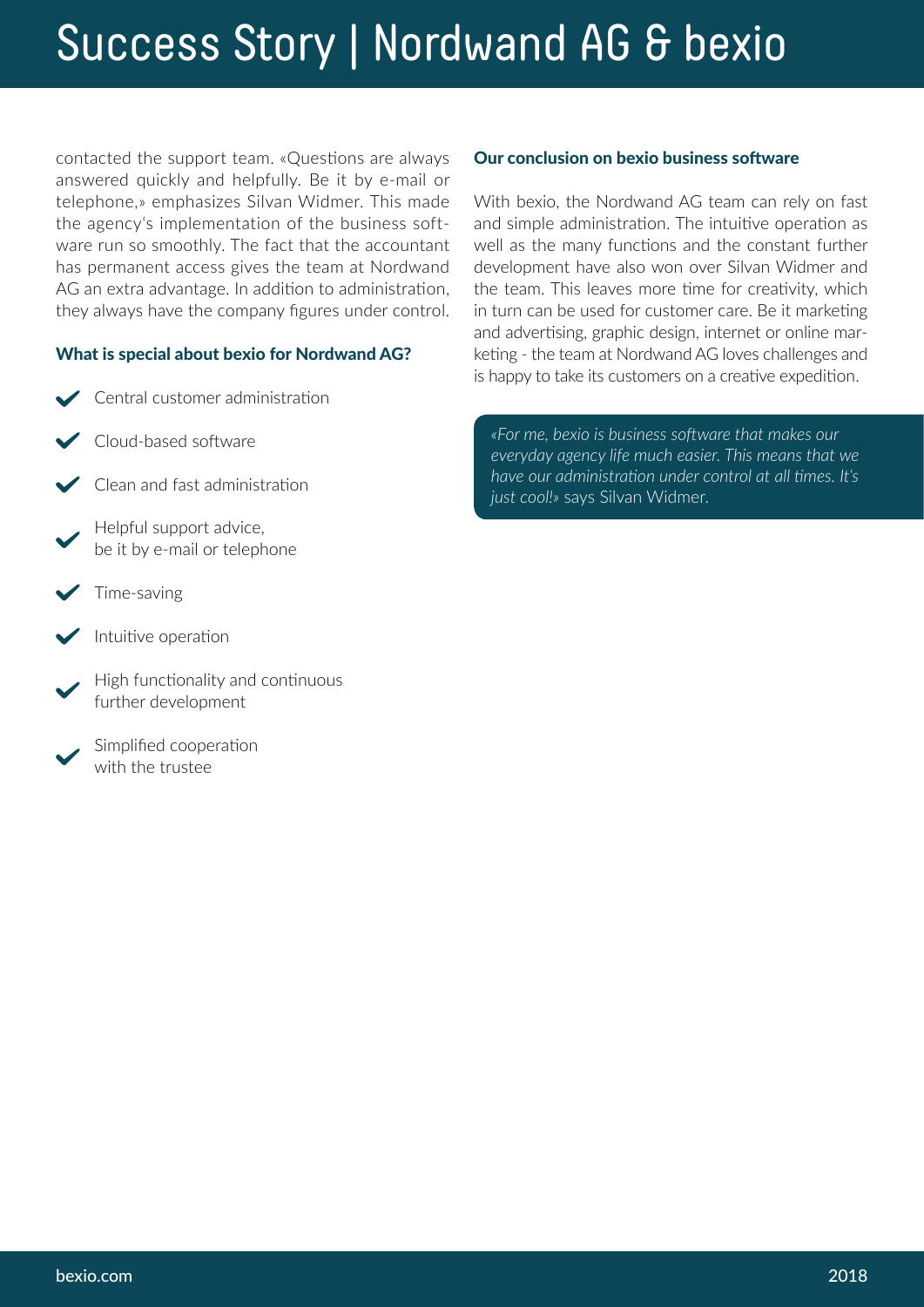contacted the support team. «Questions are always answered quickly and helpfully. Be it by e-mail or telephone,» emphasizes Silvan Widmer. This made the agency's implementation of the business software run so smoothly. The fact that the accountant has permanent access gives the team at Nordwand AG an extra advantage. In addition to administration, they always have the company figures under control.

### What is special about bexio for Nordwand AG?

- Central customer administration
- Cloud-based software
- Clean and fast administration
- Helpful support advice, be it by e-mail or telephone
- Time-saving
- Intuitive operation
- High functionality and continuous further development
- Simplified cooperation with the trustee

### Our conclusion on bexio business software

With bexio, the Nordwand AG team can rely on fast and simple administration. The intuitive operation as well as the many functions and the constant further development have also won over Silvan Widmer and the team. This leaves more time for creativity, which in turn can be used for customer care. Be it marketing and advertising, graphic design, internet or online marketing - the team at Nordwand AG loves challenges and is happy to take its customers on a creative expedition.

*«For me, bexio is business software that makes our everyday agency life much easier. This means that we have our administration under control at all times. It's just cool!»* says Silvan Widmer.